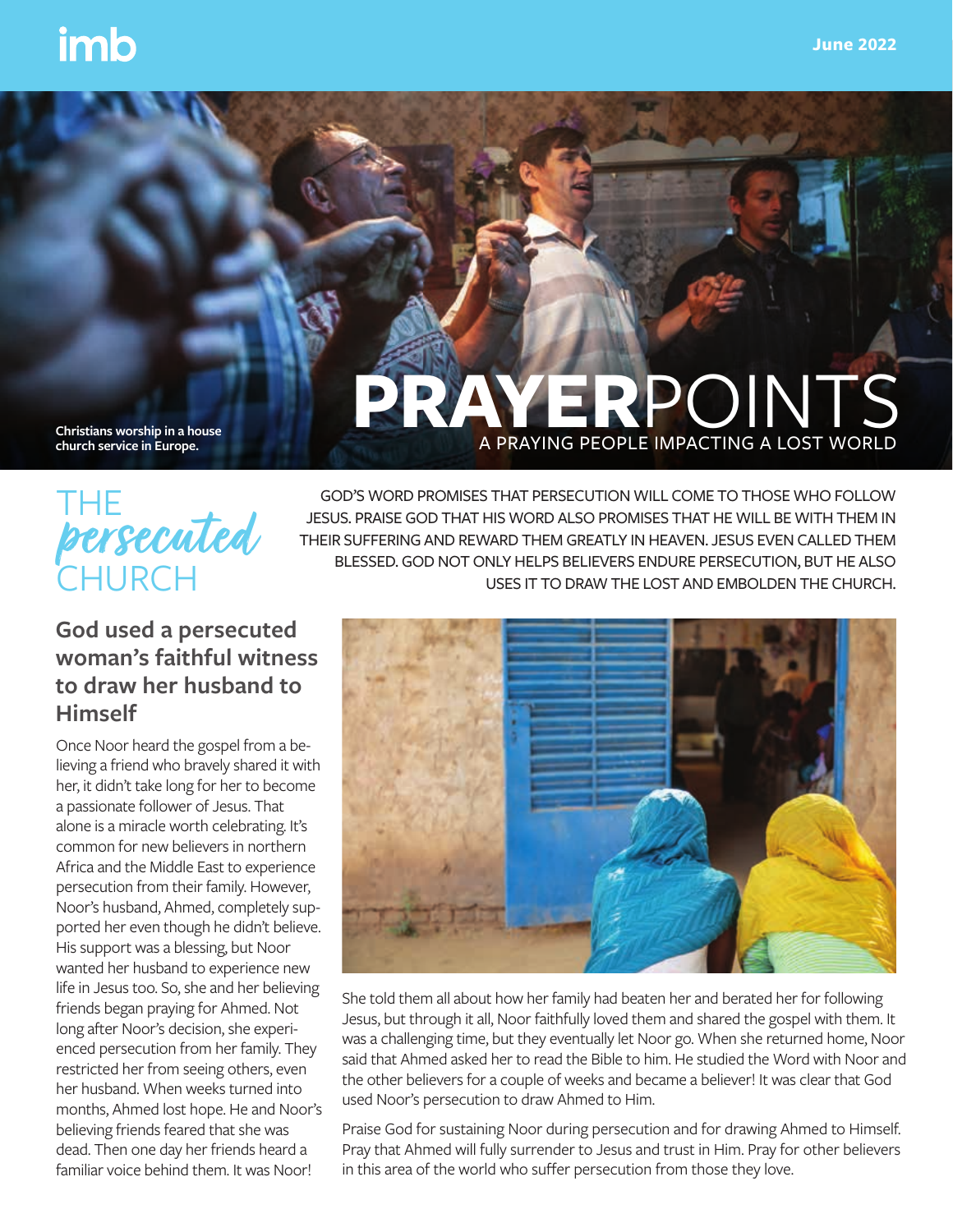imb

June 2022

Christians worship in a house church service in Europe.

# PRAYERPOINTS

A PRAYING PEOPLE IMPACTING A LOST WORLD

## THE *persecuted* CHURCH

GOD'S WORD PROMISES THAT PERSECUTION WILL COME TO THOSE WHO FOLLOW JESUS. PRAISE GOD THAT HIS WORD ALSO PROMISES THAT HE WILL BE WITH THEM IN THEIR SUFFERING AND REWARD THEM GREATLY IN HEAVEN. JESUS EVEN CALLED THEM BLESSED. GOD NOT ONLY HELPS BELIEVERS ENDURE PERSECUTION, BUT HE ALSO USES IT TO DRAW THE LOST AND EMBOLDEN THE CHURCH.

### God used a persecuted woman's faithful witness to draw her husband to Himself

Once Noor heard the gospel from a believing a friend who bravely shared it with her, it didn't take long for her to become a passionate follower of Jesus. That alone is a miracle worth celebrating. It's common for new believers in northern Africa and the Middle East to experience persecution from their family. However, Noor's husband, Ahmed, completely supported her even though he didn't believe. His support was a blessing, but Noor wanted her husband to experience new life in Jesus too. So, she and her believing friends began praying for Ahmed. Not long after Noor's decision, she experienced persecution from her family. They restricted her from seeing others, even her husband. When weeks turned into months, Ahmed lost hope. He and Noor's believing friends feared that she was dead. Then one day her friends heard a familiar voice behind them. It was Noor!

She told them all about how her family had beaten her and berated her for following Jesus, but through it all, Noor faithfully loved them and shared the gospel with them. It was a challenging time, but they eventually let Noor go. When she returned home, Noor said that Ahmed asked her to read the Bible to him. He studied the Word with Noor and the other believers for a couple of weeks and became a believer! It was clear that God used Noor's persecution to draw Ahmed to Him.

Praise God for sustaining Noor during persecution and for drawing Ahmed to Himself. Pray that Ahmed will fully surrender to Jesus and trust in Him. Pray for other believers in this area of the world who suffer persecution from those they love.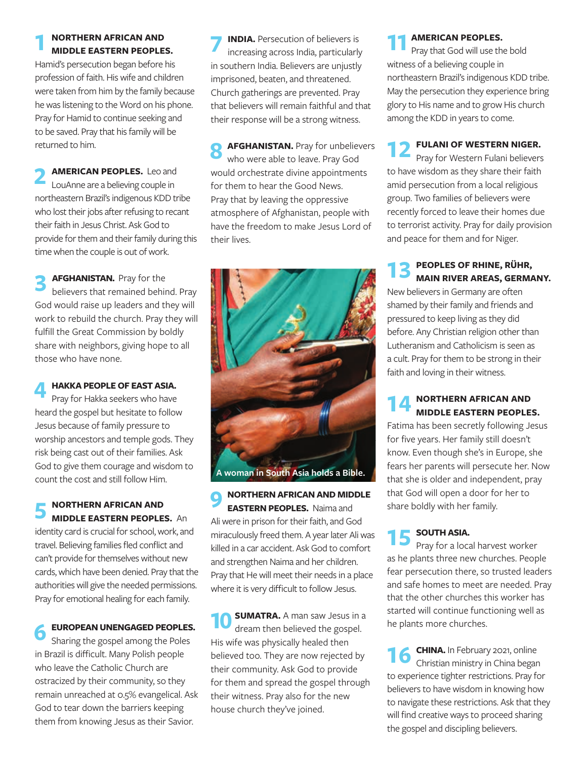**1 NORTHERN AFRICAN AND MIDDLE EASTERN PEOPLES.** Hamid's persecution began before his profession of faith. His wife and children were taken from him by the family because he was listening to the Word on his phone. Pray for Hamid to continue seeking and to be saved. Pray that his family will be returned to him.

**2 AMERICAN PEOPLES.** Leo and LouAnne are a believing couple in northeastern Brazil's indigenous KDD tribe who lost their jobs after refusing to recant their faith in Jesus Christ. Ask God to provide for them and their family during this time when the couple is out of work.

**3 AFGHANISTAN.** Pray for the believers that remained behind. Pray God would raise up leaders and they will work to rebuild the church. Pray they will fulfill the Great Commission by boldly share with neighbors, giving hope to all those who have none.

**4 HAKKA PEOPLE OF EAST ASIA.** Pray for Hakka seekers who have heard the gospel but hesitate to follow Jesus because of family pressure to worship ancestors and temple gods. They risk being cast out of their families. Ask God to give them courage and wisdom to count the cost and still follow Him.

**5 NORTHERN AFRICAN AND MIDDLE EASTERN PEOPLES.** An identity card is crucial for school, work, and travel. Believing families fled conflict and can't provide for themselves without new cards, which have been denied. Pray that the authorities will give the needed permissions. Pray for emotional healing for each family.

**6 EUROPEAN UNENGAGED PEOPLES.** Sharing the gospel among the Poles in Brazil is difficult. Many Polish people who leave the Catholic Church are ostracized by their community, so they remain unreached at 0.5% evangelical. Ask God to tear down the barriers keeping them from knowing Jesus as their Savior.

**7 INDIA.** Persecution of believers is increasing across India, particularly in southern India. Believers are unjustly imprisoned, beaten, and threatened. Church gatherings are prevented. Pray that believers will remain faithful and that their response will be a strong witness.

**8 AFGHANISTAN.** Pray for unbelievers who were able to leave. Pray God would orchestrate divine appointments for them to hear the Good News. Pray that by leaving the oppressive atmosphere of Afghanistan, people with have the freedom to make Jesus Lord of their lives.

A woman in South Asia holds a Bible.

**9 NORTHERN AFRICAN AND MIDDLE EASTERN PEOPLES.** Naima and Ali were in prison for their faith, and God miraculously freed them. A year later Ali was killed in a car accident. Ask God to comfort and strengthen Naima and her children. Pray that He will meet their needs in a place where it is very difficult to follow Jesus.

**10 SUMATRA.** A man saw Jesus in a dream then believed the gospel. His wife was physically healed then believed too. They are now rejected by their community. Ask God to provide for them and spread the gospel through their witness. Pray also for the new house church they've joined.

**11 AMERICAN PEOPLES.** Pray that God will use the bold witness of a believing couple in northeastern Brazil's indigenous KDD tribe. May the persecution they experience bring glory to His name and to grow His church among the KDD in years to come.

**12 FULANI OF WESTERN NIGER.** Pray for Western Fulani believers to have wisdom as they share their faith amid persecution from a local religious group. Two families of believers were recently forced to leave their homes due to terrorist activity. Pray for daily provision and peace for them and for Niger.

**13 PEOPLES OF RHINE, RÜHR, MAIN RIVER AREAS, GERMANY.** New believers in Germany are often shamed by their family and friends and pressured to keep living as they did before. Any Christian religion other than Lutheranism and Catholicism is seen as a cult. Pray for them to be strong in their faith and loving in their witness.

**14 NORTHERN AFRICAN AND MIDDLE EASTERN PEOPLES.** Fatima has been secretly following Jesus for five years. Her family still doesn't know. Even though she's in Europe, she fears her parents will persecute her. Now that she is older and independent, pray that God will open a door for her to share boldly with her family.

**15 SOUTH ASIA.** Pray for a local harvest worker as he plants three new churches. People fear persecution there, so trusted leaders and safe homes to meet are needed. Pray that the other churches this worker has started will continue functioning well as he plants more churches.

**16 CHINA.** In February 2021, online Christian ministry in China began to experience tighter restrictions. Pray for believers to have wisdom in knowing how to navigate these restrictions. Ask that they will find creative ways to proceed sharing the gospel and discipling believers.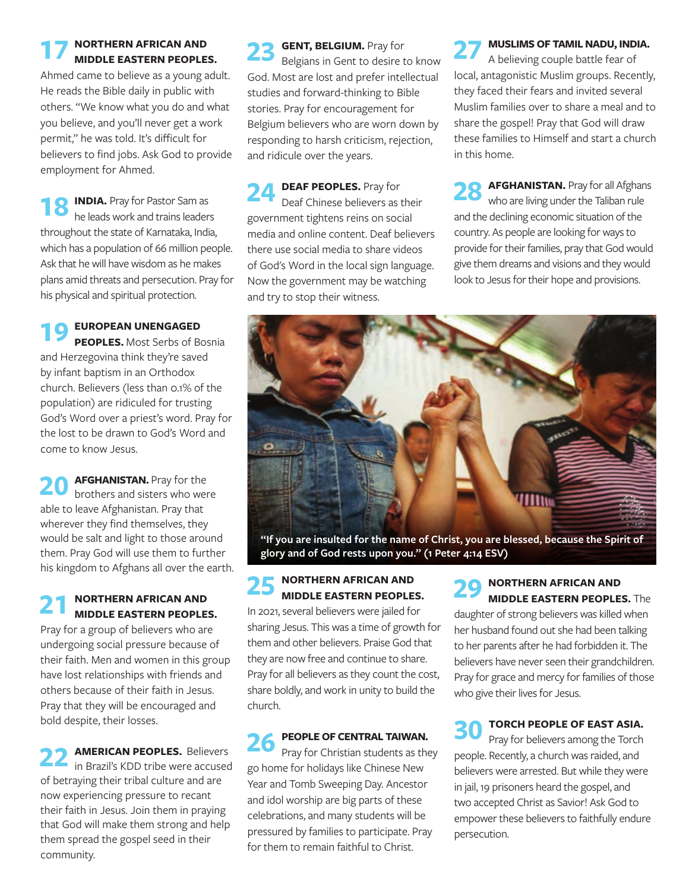**17 NORTHERN AFRICAN AND MIDDLE EASTERN PEOPLES.** Ahmed came to believe as a young adult. He reads the Bible daily in public with others. "We know what you do and what you believe, and you'll never get a work permit," he was told. It's difficult for believers to find jobs. Ask God to provide employment for Ahmed.

**18 INDIA.** Pray for Pastor Sam as he leads work and trains leaders throughout the state of Karnataka, India, which has a population of 66 million people. Ask that he will have wisdom as he makes plans amid threats and persecution. Pray for his physical and spiritual protection.

**19 EUROPEAN UNENGAGED PEOPLES.** Most Serbs of Bosnia and Herzegovina think they're saved by infant baptism in an Orthodox church. Believers (less than 0.1% of the population) are ridiculed for trusting God's Word over a priest's word. Pray for the lost to be drawn to God's Word and come to know Jesus.

**20 AFGHANISTAN.** Pray for the brothers and sisters who were able to leave Afghanistan. Pray that wherever they find themselves, they would be salt and light to those around them. Pray God will use them to further his kingdom to Afghans all over the earth.

**21 NORTHERN AFRICAN AND MIDDLE EASTERN PEOPLES.** Pray for a group of believers who are undergoing social pressure because of their faith. Men and women in this group have lost relationships with friends and others because of their faith in Jesus. Pray that they will be encouraged and bold despite, their losses.

**22 AMERICAN PEOPLES.** Believers in Brazil's KDD tribe were accused of betraying their tribal culture and are now experiencing pressure to recant their faith in Jesus. Join them in praying that God will make them strong and help them spread the gospel seed in their community.

**23 GENT, BELGIUM.** Pray for Belgians in Gent to desire to know God. Most are lost and prefer intellectual studies and forward-thinking to Bible stories. Pray for encouragement for Belgium believers who are worn down by responding to harsh criticism, rejection, and ridicule over the years.

**24 DEAF PEOPLES.** Pray for Deaf Chinese believers as their government tightens reins on social media and online content. Deaf believers there use social media to share videos of God's Word in the local sign language. Now the government may be watching and try to stop their witness.

**27 MUSLIMS OF TAMIL NADU, INDIA.** A believing couple battle fear of local, antagonistic Muslim groups. Recently, they faced their fears and invited several Muslim families over to share a meal and to share the gospel! Pray that God will draw these families to Himself and start a church in this home.

**28 AFGHANISTAN.** Pray for all Afghans who are living under the Taliban rule and the declining economic situation of the country. As people are looking for ways to provide for their families, pray that God would give them dreams and visions and they would look to Jesus for their hope and provisions.

**"If you are insulted for the name of Christ, you are blessed, because the Spirit of glory and of God rests upon you." (1 Peter 4:14 ESV)**

**25 NORTHERN AFRICAN AND MIDDLE EASTERN PEOPLES.** In 2021, several believers were jailed for sharing Jesus. This was a time of growth for them and other believers. Praise God that they are now free and continue to share. Pray for all believers as they count the cost, share boldly, and work in unity to build the church.

**26 PEOPLE OF CENTRAL TAIWAN.** Pray for Christian students as they go home for holidays like Chinese New Year and Tomb Sweeping Day. Ancestor and idol worship are big parts of these celebrations, and many students will be pressured by families to participate. Pray for them to remain faithful to Christ.

**29 NORTHERN AFRICAN AND MIDDLE EASTERN PEOPLES.** The daughter of strong believers was killed when her husband found out she had been talking to her parents after he had forbidden it. The believers have never seen their grandchildren. Pray for grace and mercy for families of those who give their lives for Jesus.

**30 TORCH PEOPLE OF EAST ASIA.** Pray for believers among the Torch people. Recently, a church was raided, and believers were arrested. But while they were in jail, 19 prisoners heard the gospel, and two accepted Christ as Savior! Ask God to empower these believers to faithfully endure persecution.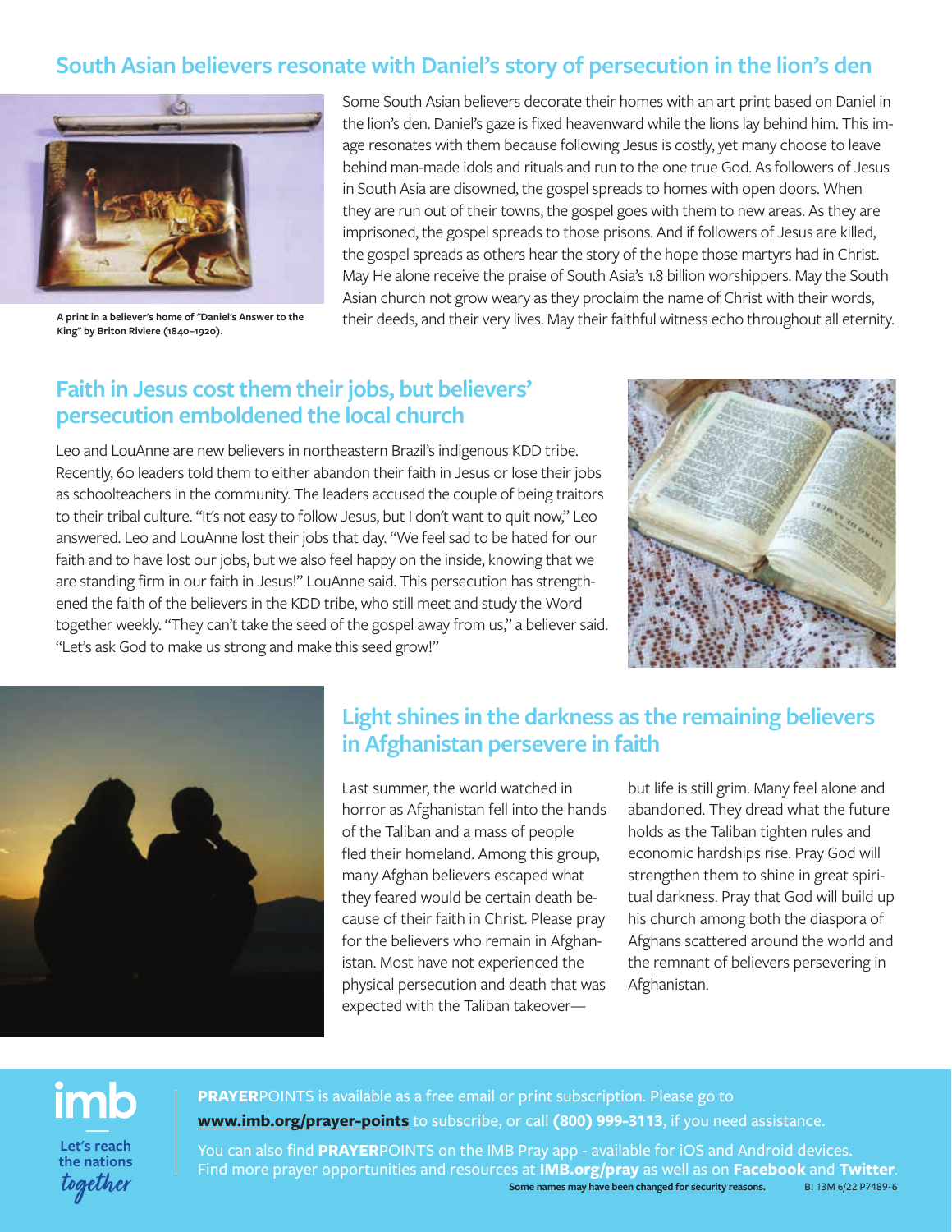## South Asian believers resonate with Daniel's story of persecution in the lion's den

A print in a believer's home of "Daniel's Answer to the King" by Briton Riviere (1840–1920).

Some South Asian believers decorate their homes with an art print based on Daniel in the lion's den. Daniel's gaze is fixed heavenward while the lions lay behind him. This image resonates with them because following Jesus is costly, yet many choose to leave behind man-made idols and rituals and run to the one true God. As followers of Jesus in South Asia are disowned, the gospel spreads to homes with open doors. When they are run out of their towns, the gospel goes with them to new areas. As they are imprisoned, the gospel spreads to those prisons. And if followers of Jesus are killed, the gospel spreads as others hear the story of the hope those martyrs had in Christ. May He alone receive the praise of South Asia's 1.8 billion worshippers. May the South Asian church not grow weary as they proclaim the name of Christ with their words, their deeds, and their very lives. May their faithful witness echo throughout all eternity.

## Faith in Jesus cost them their jobs, but believers' persecution emboldened the local church

Leo and LouAnne are new believers in northeastern Brazil's indigenous KDD tribe. Recently, 60 leaders told them to either abandon their faith in Jesus or lose their jobs as schoolteachers in the community. The leaders accused the couple of being traitors to their tribal culture. "It's not easy to follow Jesus, but I don't want to quit now," Leo answered. Leo and LouAnne lost their jobs that day. "We feel sad to be hated for our faith and to have lost our jobs, but we also feel happy on the inside, knowing that we are standing firm in our faith in Jesus!" LouAnne said. This persecution has strengthened the faith of the believers in the KDD tribe, who still meet and study the Word together weekly. "They can't take the seed of the gospel away from us," a believer said. "Let's ask God to make us strong and make this seed grow!"

## Light shines in the darkness as the remaining believers in Afghanistan persevere in faith

Last summer, the world watched in horror as Afghanistan fell into the hands of the Taliban and a mass of people fled their homeland. Among this group, many Afghan believers escaped what they feared would be certain death because of their faith in Christ. Please pray for the believers who remain in Afghanistan. Most have not experienced the physical persecution and death that was expected with the Taliban takeover—but life is still grim. Many feel alone and abandoned. They dread what the future holds as the Taliban tighten rules and economic hardships rise. Pray God will strengthen them to shine in great spiritual darkness. Pray that God will build up his church among both the diaspora of Afghans scattered around the world and the remnant of believers persevering in Afghanistan.

imb
Let's reach the nations *together*

**PRAYER**POINTS is available as a free email or print subscription. Please go to **www.imb.org/prayer-points** to subscribe, or call **(800) 999-3113**, if you need assistance.

You can also find **PRAYER**POINTS on the IMB Pray app - available for iOS and Android devices. Find more prayer opportunities and resources at **IMB.org/pray** as well as on **Facebook** and **Twitter**.

**Some names may have been changed for security reasons.** BI 13M 6/22 P7489-6